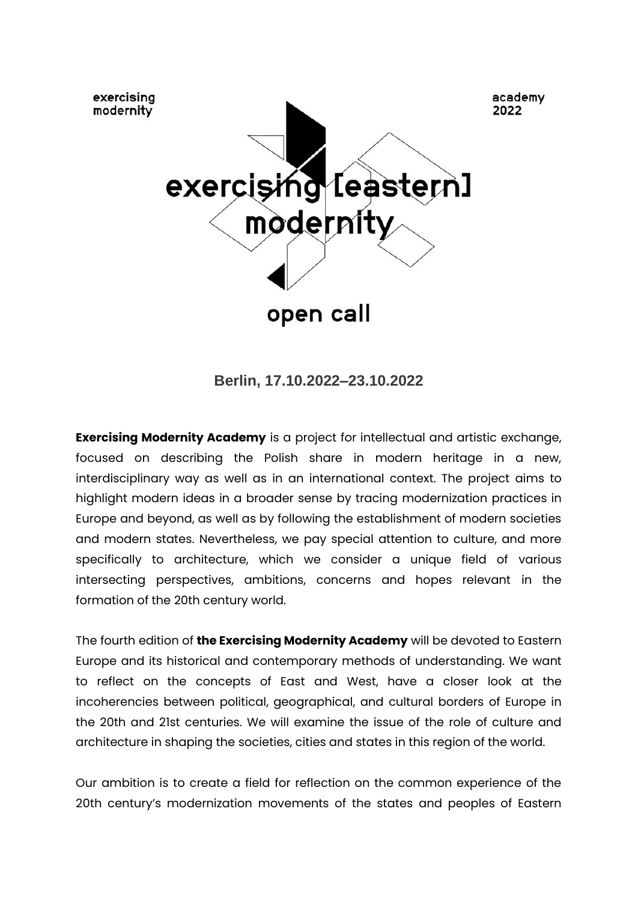exercising
modernity

academy
2022

# exercising [eastern] modernity

## open call

**Berlin, 17.10.2022–23.10.2022**

**Exercising Modernity Academy** is a project for intellectual and artistic exchange, focused on describing the Polish share in modern heritage in a new, interdisciplinary way as well as in an international context. The project aims to highlight modern ideas in a broader sense by tracing modernization practices in Europe and beyond, as well as by following the establishment of modern societies and modern states. Nevertheless, we pay special attention to culture, and more specifically to architecture, which we consider a unique field of various intersecting perspectives, ambitions, concerns and hopes relevant in the formation of the 20th century world.

The fourth edition of **the Exercising Modernity Academy** will be devoted to Eastern Europe and its historical and contemporary methods of understanding. We want to reflect on the concepts of East and West, have a closer look at the incoherencies between political, geographical, and cultural borders of Europe in the 20th and 21st centuries. We will examine the issue of the role of culture and architecture in shaping the societies, cities and states in this region of the world.

Our ambition is to create a field for reflection on the common experience of the 20th century's modernization movements of the states and peoples of Eastern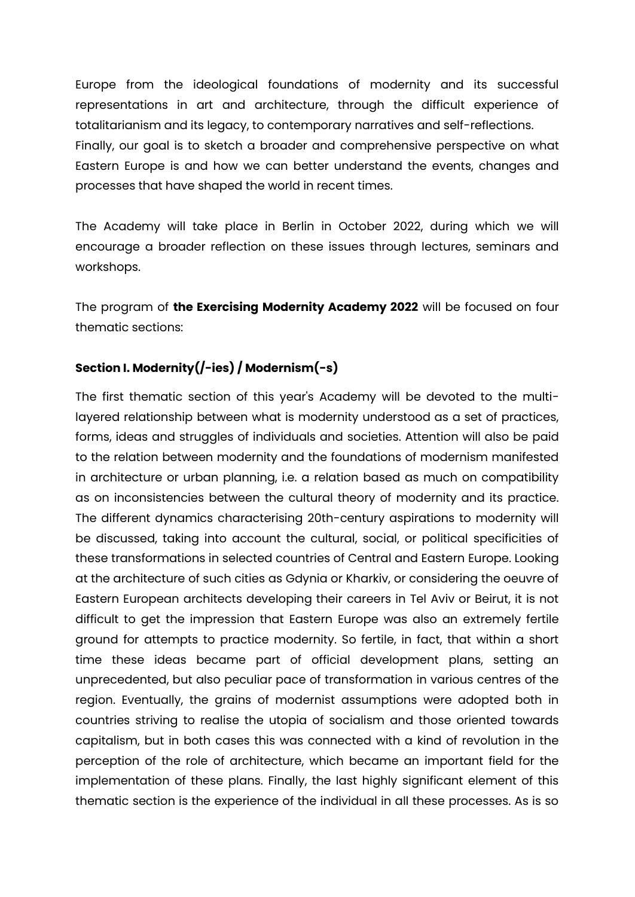Europe from the ideological foundations of modernity and its successful representations in art and architecture, through the difficult experience of totalitarianism and its legacy, to contemporary narratives and self-reflections. Finally, our goal is to sketch a broader and comprehensive perspective on what Eastern Europe is and how we can better understand the events, changes and processes that have shaped the world in recent times.

The Academy will take place in Berlin in October 2022, during which we will encourage a broader reflection on these issues through lectures, seminars and workshops.

The program of **the Exercising Modernity Academy 2022** will be focused on four thematic sections:

### Section I. Modernity(/-ies) / Modernism(-s)

The first thematic section of this year's Academy will be devoted to the multi-layered relationship between what is modernity understood as a set of practices, forms, ideas and struggles of individuals and societies. Attention will also be paid to the relation between modernity and the foundations of modernism manifested in architecture or urban planning, i.e. a relation based as much on compatibility as on inconsistencies between the cultural theory of modernity and its practice. The different dynamics characterising 20th-century aspirations to modernity will be discussed, taking into account the cultural, social, or political specificities of these transformations in selected countries of Central and Eastern Europe. Looking at the architecture of such cities as Gdynia or Kharkiv, or considering the oeuvre of Eastern European architects developing their careers in Tel Aviv or Beirut, it is not difficult to get the impression that Eastern Europe was also an extremely fertile ground for attempts to practice modernity. So fertile, in fact, that within a short time these ideas became part of official development plans, setting an unprecedented, but also peculiar pace of transformation in various centres of the region. Eventually, the grains of modernist assumptions were adopted both in countries striving to realise the utopia of socialism and those oriented towards capitalism, but in both cases this was connected with a kind of revolution in the perception of the role of architecture, which became an important field for the implementation of these plans. Finally, the last highly significant element of this thematic section is the experience of the individual in all these processes. As is so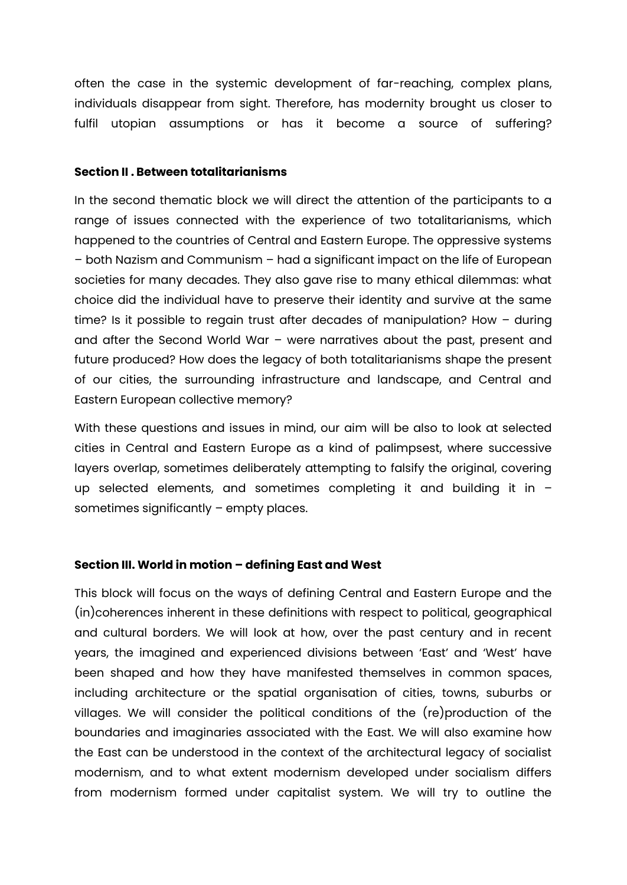often the case in the systemic development of far-reaching, complex plans, individuals disappear from sight. Therefore, has modernity brought us closer to fulfil utopian assumptions or has it become a source of suffering?

### Section II . Between totalitarianisms

In the second thematic block we will direct the attention of the participants to a range of issues connected with the experience of two totalitarianisms, which happened to the countries of Central and Eastern Europe. The oppressive systems – both Nazism and Communism – had a significant impact on the life of European societies for many decades. They also gave rise to many ethical dilemmas: what choice did the individual have to preserve their identity and survive at the same time? Is it possible to regain trust after decades of manipulation? How – during and after the Second World War – were narratives about the past, present and future produced? How does the legacy of both totalitarianisms shape the present of our cities, the surrounding infrastructure and landscape, and Central and Eastern European collective memory?

With these questions and issues in mind, our aim will be also to look at selected cities in Central and Eastern Europe as a kind of palimpsest, where successive layers overlap, sometimes deliberately attempting to falsify the original, covering up selected elements, and sometimes completing it and building it in – sometimes significantly – empty places.

### Section III. World in motion – defining East and West

This block will focus on the ways of defining Central and Eastern Europe and the (in)coherences inherent in these definitions with respect to political, geographical and cultural borders. We will look at how, over the past century and in recent years, the imagined and experienced divisions between 'East' and 'West' have been shaped and how they have manifested themselves in common spaces, including architecture or the spatial organisation of cities, towns, suburbs or villages. We will consider the political conditions of the (re)production of the boundaries and imaginaries associated with the East. We will also examine how the East can be understood in the context of the architectural legacy of socialist modernism, and to what extent modernism developed under socialism differs from modernism formed under capitalist system. We will try to outline the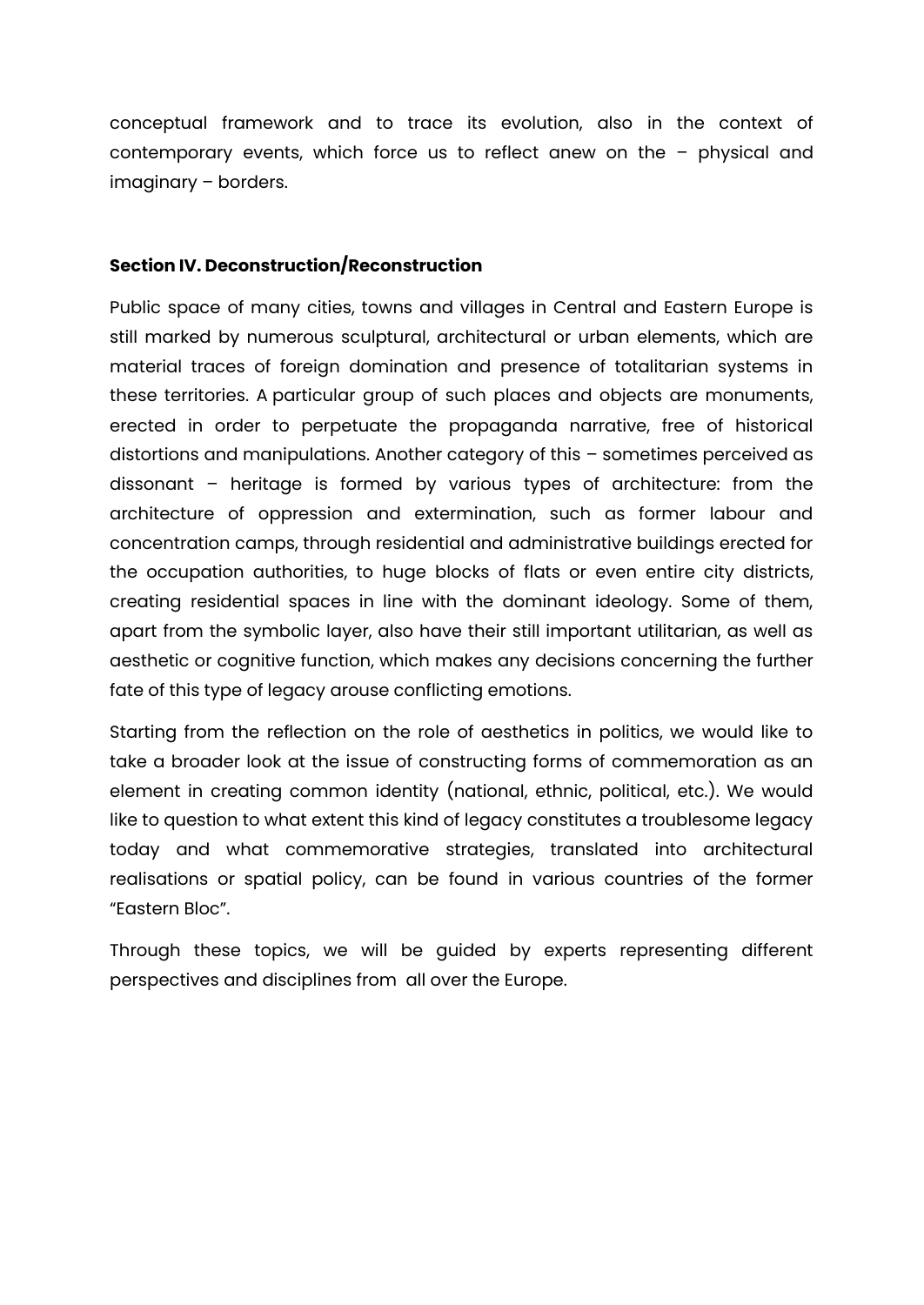conceptual framework and to trace its evolution, also in the context of contemporary events, which force us to reflect anew on the – physical and imaginary – borders.

**Section IV. Deconstruction/Reconstruction**

Public space of many cities, towns and villages in Central and Eastern Europe is still marked by numerous sculptural, architectural or urban elements, which are material traces of foreign domination and presence of totalitarian systems in these territories. A particular group of such places and objects are monuments, erected in order to perpetuate the propaganda narrative, free of historical distortions and manipulations. Another category of this – sometimes perceived as dissonant – heritage is formed by various types of architecture: from the architecture of oppression and extermination, such as former labour and concentration camps, through residential and administrative buildings erected for the occupation authorities, to huge blocks of flats or even entire city districts, creating residential spaces in line with the dominant ideology. Some of them, apart from the symbolic layer, also have their still important utilitarian, as well as aesthetic or cognitive function, which makes any decisions concerning the further fate of this type of legacy arouse conflicting emotions.

Starting from the reflection on the role of aesthetics in politics, we would like to take a broader look at the issue of constructing forms of commemoration as an element in creating common identity (national, ethnic, political, etc.). We would like to question to what extent this kind of legacy constitutes a troublesome legacy today and what commemorative strategies, translated into architectural realisations or spatial policy, can be found in various countries of the former "Eastern Bloc".

Through these topics, we will be guided by experts representing different perspectives and disciplines from all over the Europe.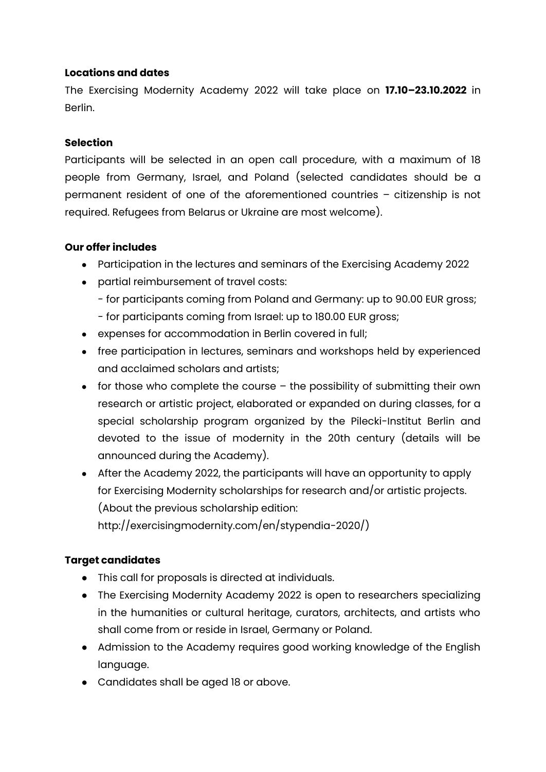**Locations and dates**

The Exercising Modernity Academy 2022 will take place on **17.10–23.10.2022** in Berlin.

**Selection**

Participants will be selected in an open call procedure, with a maximum of 18 people from Germany, Israel, and Poland (selected candidates should be a permanent resident of one of the aforementioned countries – citizenship is not required. Refugees from Belarus or Ukraine are most welcome).

**Our offer includes**

- Participation in the lectures and seminars of the Exercising Academy 2022
- partial reimbursement of travel costs:
  - for participants coming from Poland and Germany: up to 90.00 EUR gross;
  - for participants coming from Israel: up to 180.00 EUR gross;
- expenses for accommodation in Berlin covered in full;
- free participation in lectures, seminars and workshops held by experienced and acclaimed scholars and artists;
- for those who complete the course – the possibility of submitting their own research or artistic project, elaborated or expanded on during classes, for a special scholarship program organized by the Pilecki-Institut Berlin and devoted to the issue of modernity in the 20th century (details will be announced during the Academy).
- After the Academy 2022, the participants will have an opportunity to apply for Exercising Modernity scholarships for research and/or artistic projects. (About the previous scholarship edition: http://exercisingmodernity.com/en/stypendia-2020/)

**Target candidates**

- This call for proposals is directed at individuals.
- The Exercising Modernity Academy 2022 is open to researchers specializing in the humanities or cultural heritage, curators, architects, and artists who shall come from or reside in Israel, Germany or Poland.
- Admission to the Academy requires good working knowledge of the English language.
- Candidates shall be aged 18 or above.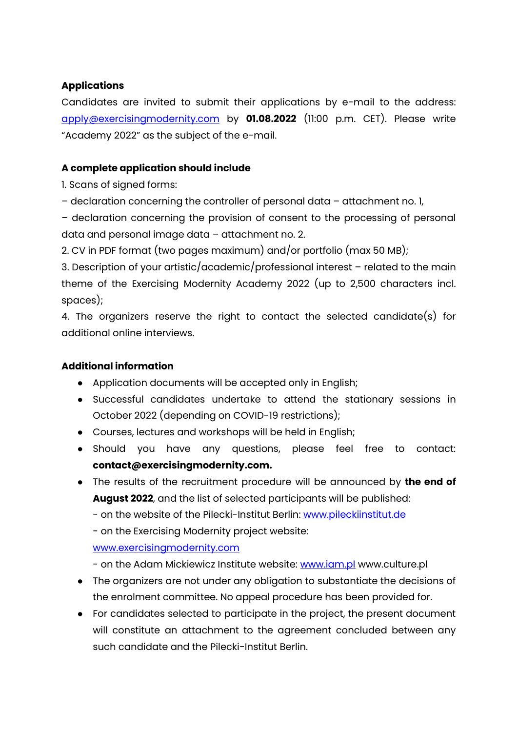**Applications**

Candidates are invited to submit their applications by e-mail to the address: apply@exercisingmodernity.com by **01.08.2022** (11:00 p.m. CET). Please write "Academy 2022" as the subject of the e-mail.

**A complete application should include**

1. Scans of signed forms:

– declaration concerning the controller of personal data – attachment no. 1,

– declaration concerning the provision of consent to the processing of personal data and personal image data – attachment no. 2.

2. CV in PDF format (two pages maximum) and/or portfolio (max 50 MB);

3. Description of your artistic/academic/professional interest – related to the main theme of the Exercising Modernity Academy 2022 (up to 2,500 characters incl. spaces);

4. The organizers reserve the right to contact the selected candidate(s) for additional online interviews.

**Additional information**

- Application documents will be accepted only in English;
- Successful candidates undertake to attend the stationary sessions in October 2022 (depending on COVID-19 restrictions);
- Courses, lectures and workshops will be held in English;
- Should you have any questions, please feel free to contact: **contact@exercisingmodernity.com.**
- The results of the recruitment procedure will be announced by **the end of August 2022**, and the list of selected participants will be published:
  - on the website of the Pilecki-Institut Berlin: www.pileckiinstitut.de
  - on the Exercising Modernity project website: www.exercisingmodernity.com
  - on the Adam Mickiewicz Institute website: www.iam.pl www.culture.pl
- The organizers are not under any obligation to substantiate the decisions of the enrolment committee. No appeal procedure has been provided for.
- For candidates selected to participate in the project, the present document will constitute an attachment to the agreement concluded between any such candidate and the Pilecki-Institut Berlin.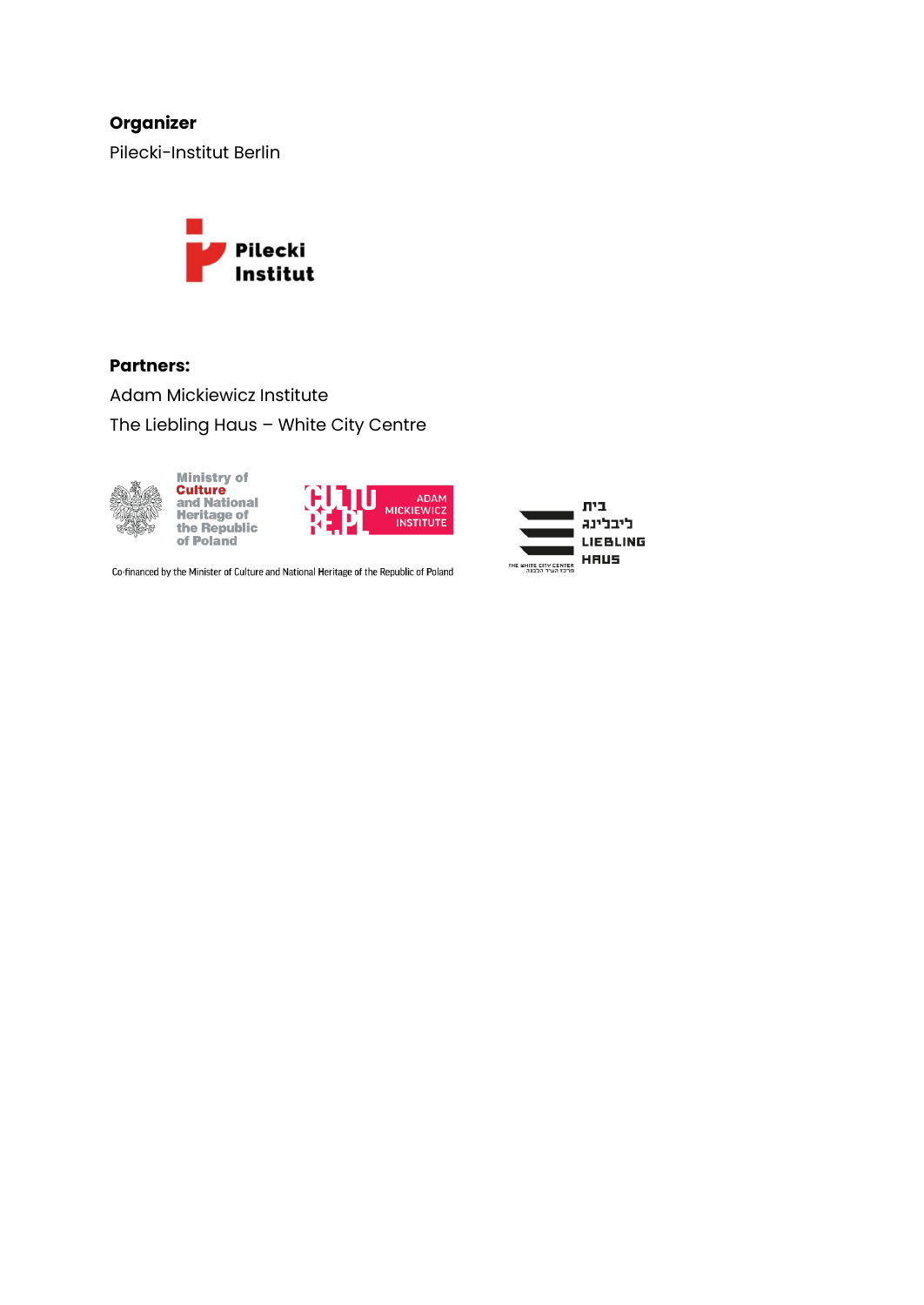**Organizer**

Pilecki-Institut Berlin

**Partners:**

Adam Mickiewicz Institute

The Liebling Haus – White City Centre

Co-financed by the Minister of Culture and National Heritage of the Republic of Poland